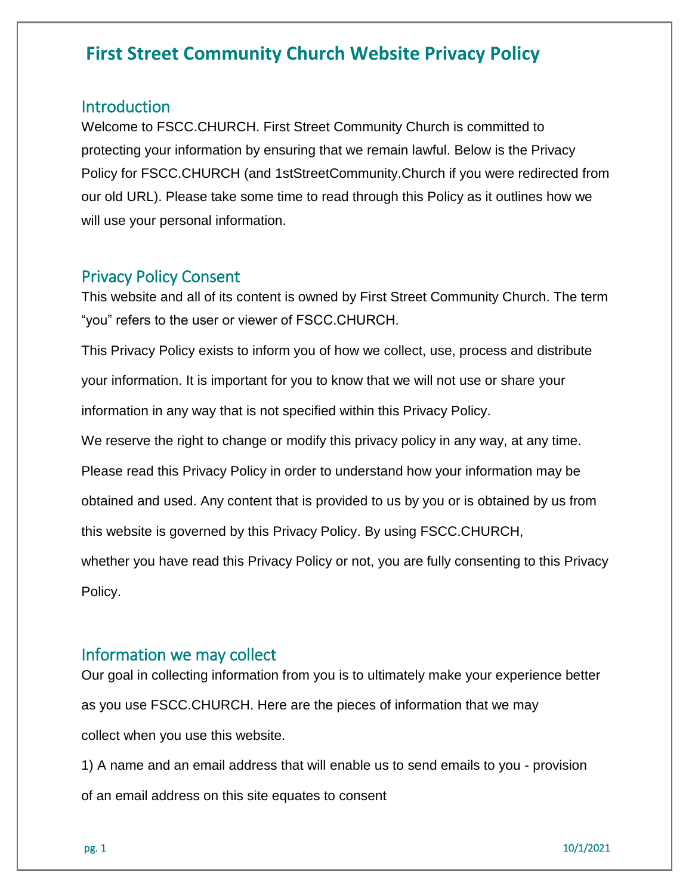# First Street Community Church Website Privacy Policy

## Introduction

Welcome to FSCC.CHURCH. First Street Community Church is committed to protecting your information by ensuring that we remain lawful. Below is the Privacy Policy for FSCC.CHURCH (and 1stStreetCommunity.Church if you were redirected from our old URL). Please take some time to read through this Policy as it outlines how we will use your personal information.

## Privacy Policy Consent

This website and all of its content is owned by First Street Community Church. The term "you" refers to the user or viewer of FSCC.CHURCH.

This Privacy Policy exists to inform you of how we collect, use, process and distribute your information. It is important for you to know that we will not use or share your information in any way that is not specified within this Privacy Policy.

We reserve the right to change or modify this privacy policy in any way, at any time. Please read this Privacy Policy in order to understand how your information may be obtained and used. Any content that is provided to us by you or is obtained by us from this website is governed by this Privacy Policy. By using FSCC.CHURCH, whether you have read this Privacy Policy or not, you are fully consenting to this Privacy Policy.

## Information we may collect

Our goal in collecting information from you is to ultimately make your experience better as you use FSCC.CHURCH. Here are the pieces of information that we may collect when you use this website.

1) A name and an email address that will enable us to send emails to you - provision of an email address on this site equates to consent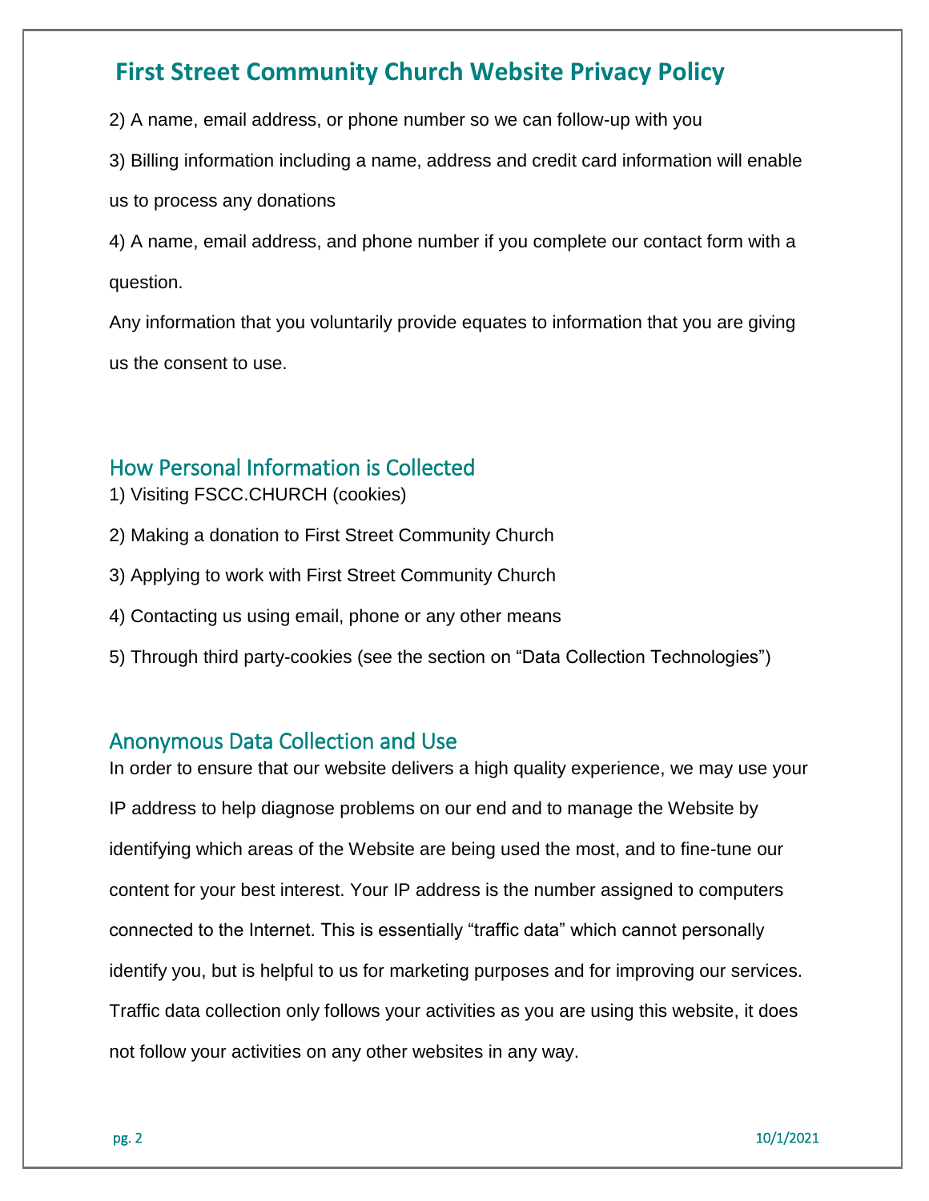2) A name, email address, or phone number so we can follow-up with you

3) Billing information including a name, address and credit card information will enable us to process any donations

4) A name, email address, and phone number if you complete our contact form with a question.

Any information that you voluntarily provide equates to information that you are giving us the consent to use.

## How Personal Information is Collected

1) Visiting FSCC.CHURCH (cookies)

2) Making a donation to First Street Community Church

3) Applying to work with First Street Community Church

4) Contacting us using email, phone or any other means

5) Through third party-cookies (see the section on "Data Collection Technologies")

## Anonymous Data Collection and Use

In order to ensure that our website delivers a high quality experience, we may use your IP address to help diagnose problems on our end and to manage the Website by identifying which areas of the Website are being used the most, and to fine-tune our content for your best interest. Your IP address is the number assigned to computers connected to the Internet. This is essentially "traffic data" which cannot personally identify you, but is helpful to us for marketing purposes and for improving our services. Traffic data collection only follows your activities as you are using this website, it does not follow your activities on any other websites in any way.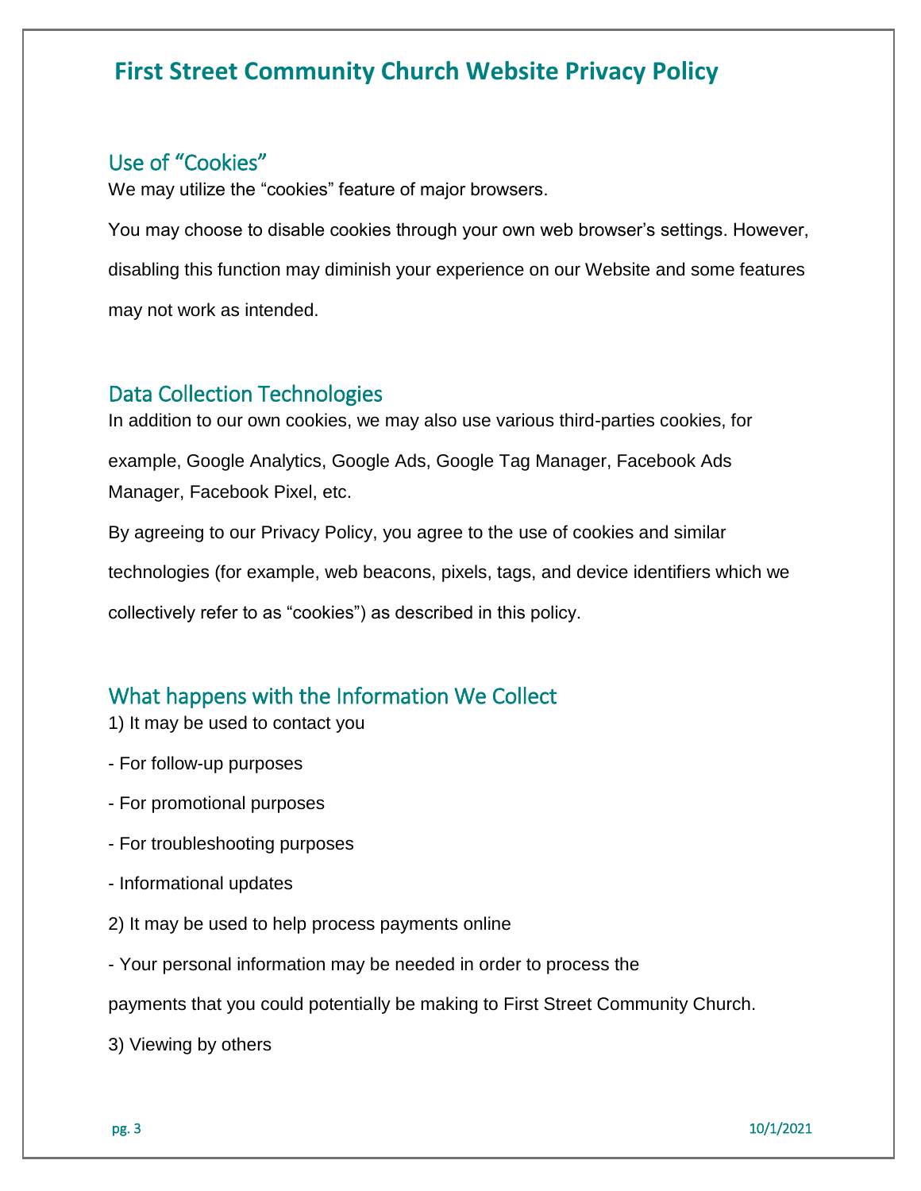# First Street Community Church Website Privacy Policy

## Use of "Cookies"

We may utilize the "cookies" feature of major browsers.

You may choose to disable cookies through your own web browser's settings. However, disabling this function may diminish your experience on our Website and some features may not work as intended.

## Data Collection Technologies

In addition to our own cookies, we may also use various third-parties cookies, for example, Google Analytics, Google Ads, Google Tag Manager, Facebook Ads Manager, Facebook Pixel, etc.

By agreeing to our Privacy Policy, you agree to the use of cookies and similar technologies (for example, web beacons, pixels, tags, and device identifiers which we collectively refer to as "cookies") as described in this policy.

## What happens with the Information We Collect

1) It may be used to contact you

- For follow-up purposes

- For promotional purposes

- For troubleshooting purposes

- Informational updates

2) It may be used to help process payments online

- Your personal information may be needed in order to process the payments that you could potentially be making to First Street Community Church.

3) Viewing by others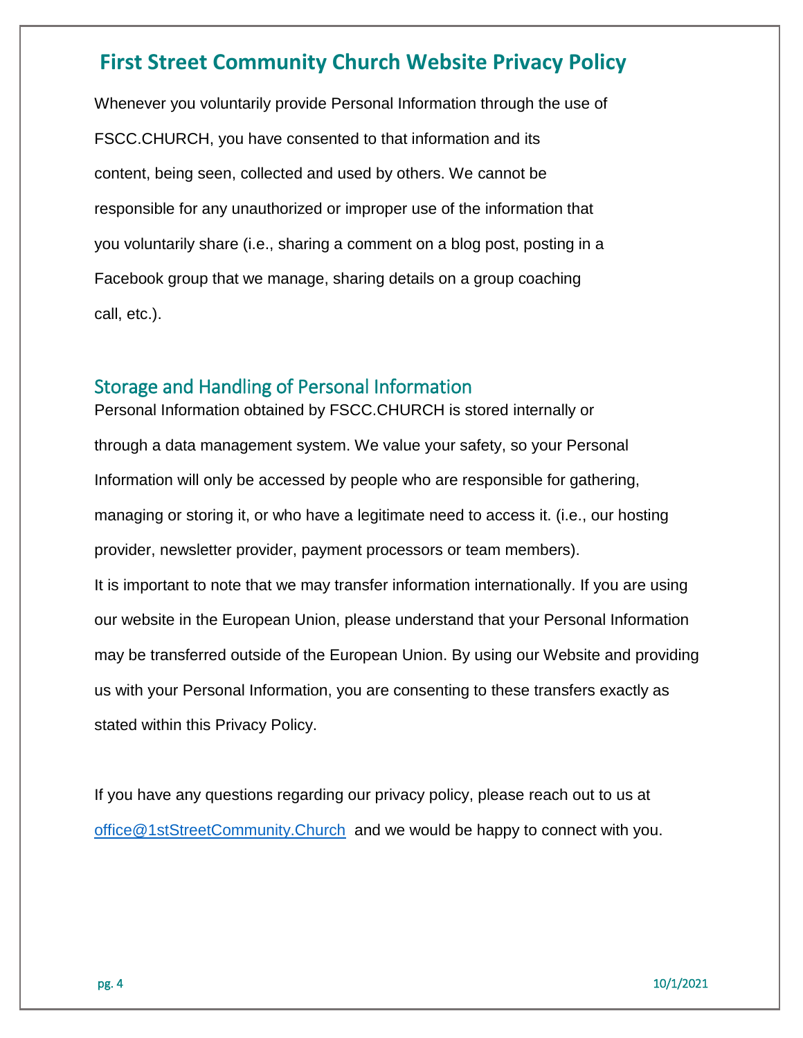# First Street Community Church Website Privacy Policy

Whenever you voluntarily provide Personal Information through the use of FSCC.CHURCH, you have consented to that information and its content, being seen, collected and used by others. We cannot be responsible for any unauthorized or improper use of the information that you voluntarily share (i.e., sharing a comment on a blog post, posting in a Facebook group that we manage, sharing details on a group coaching call, etc.).

## Storage and Handling of Personal Information

Personal Information obtained by FSCC.CHURCH is stored internally or through a data management system. We value your safety, so your Personal Information will only be accessed by people who are responsible for gathering, managing or storing it, or who have a legitimate need to access it. (i.e., our hosting provider, newsletter provider, payment processors or team members).

It is important to note that we may transfer information internationally. If you are using our website in the European Union, please understand that your Personal Information may be transferred outside of the European Union. By using our Website and providing us with your Personal Information, you are consenting to these transfers exactly as stated within this Privacy Policy.

If you have any questions regarding our privacy policy, please reach out to us at office@1stStreetCommunity.Church and we would be happy to connect with you.

10/1/2021